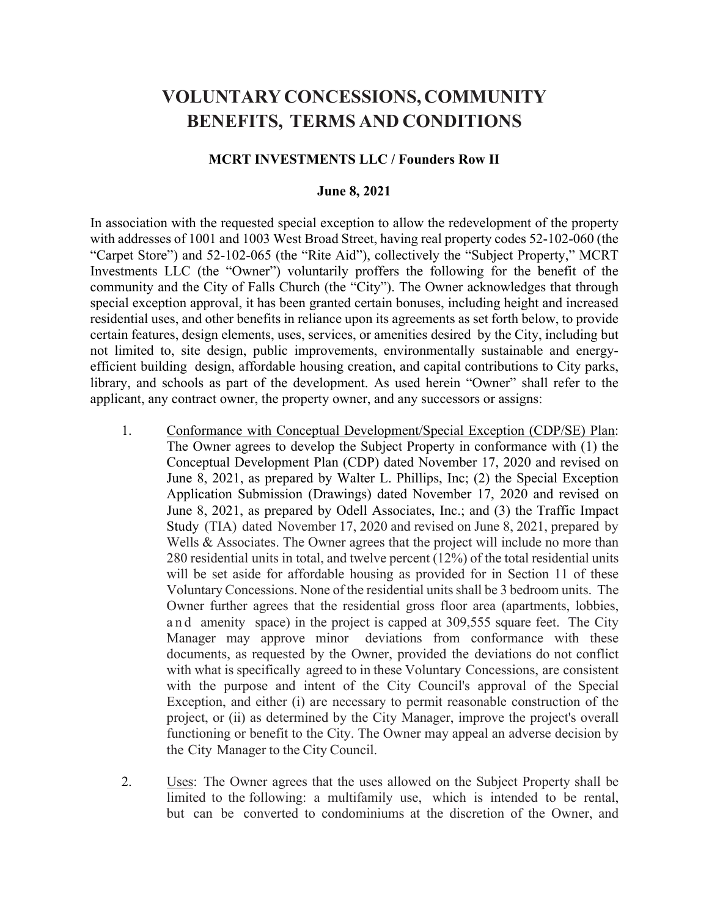# VOLUNTARY CONCESSIONS, COMMUNITY BENEFITS, TERMS AND CONDITIONS

### MCRT INVESTMENTS LLC / Founders Row II

### June 8, 2021

In association with the requested special exception to allow the redevelopment of the property with addresses of 1001 and 1003 West Broad Street, having real property codes 52-102-060 (the "Carpet Store") and 52-102-065 (the "Rite Aid"), collectively the "Subject Property," MCRT Investments LLC (the "Owner") voluntarily proffers the following for the benefit of the community and the City of Falls Church (the "City"). The Owner acknowledges that through special exception approval, it has been granted certain bonuses, including height and increased residential uses, and other benefits in reliance upon its agreements as set forth below, to provide certain features, design elements, uses, services, or amenities desired by the City, including but not limited to, site design, public improvements, environmentally sustainable and energy-efficient building design, affordable housing creation, and capital contributions to City parks, library, and schools as part of the development. As used herein "Owner" shall refer to the applicant, any contract owner, the property owner, and any successors or assigns:

1. Conformance with Conceptual Development/Special Exception (CDP/SE) Plan: The Owner agrees to develop the Subject Property in conformance with (1) the Conceptual Development Plan (CDP) dated November 17, 2020 and revised on June 8, 2021, as prepared by Walter L. Phillips, Inc; (2) the Special Exception Application Submission (Drawings) dated November 17, 2020 and revised on June 8, 2021, as prepared by Odell Associates, Inc.; and (3) the Traffic Impact Study (TIA) dated November 17, 2020 and revised on June 8, 2021, prepared by Wells & Associates. The Owner agrees that the project will include no more than 280 residential units in total, and twelve percent (12%) of the total residential units will be set aside for affordable housing as provided for in Section 11 of these Voluntary Concessions. None of the residential units shall be 3 bedroom units. The Owner further agrees that the residential gross floor area (apartments, lobbies, and amenity space) in the project is capped at 309,555 square feet. The City Manager may approve minor deviations from conformance with these documents, as requested by the Owner, provided the deviations do not conflict with what is specifically agreed to in these Voluntary Concessions, are consistent with the purpose and intent of the City Council's approval of the Special Exception, and either (i) are necessary to permit reasonable construction of the project, or (ii) as determined by the City Manager, improve the project's overall functioning or benefit to the City. The Owner may appeal an adverse decision by the City Manager to the City Council.

2. Uses: The Owner agrees that the uses allowed on the Subject Property shall be limited to the following: a multifamily use, which is intended to be rental, but can be converted to condominiums at the discretion of the Owner, and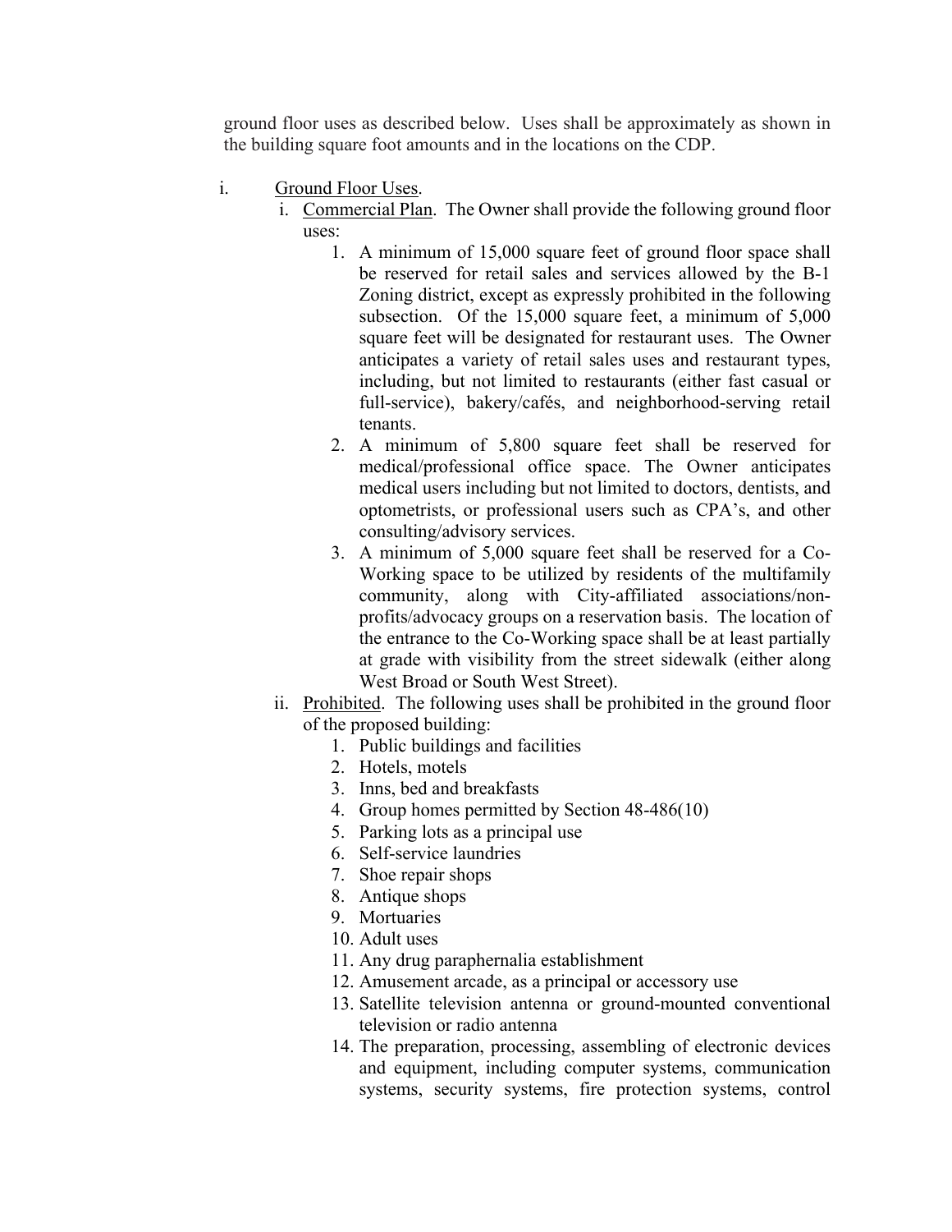ground floor uses as described below. Uses shall be approximately as shown in the building square foot amounts and in the locations on the CDP.

i. Ground Floor Uses.
   i. Commercial Plan. The Owner shall provide the following ground floor uses:
      1. A minimum of 15,000 square feet of ground floor space shall be reserved for retail sales and services allowed by the B-1 Zoning district, except as expressly prohibited in the following subsection. Of the 15,000 square feet, a minimum of 5,000 square feet will be designated for restaurant uses. The Owner anticipates a variety of retail sales uses and restaurant types, including, but not limited to restaurants (either fast casual or full-service), bakery/cafés, and neighborhood-serving retail tenants.
      2. A minimum of 5,800 square feet shall be reserved for medical/professional office space. The Owner anticipates medical users including but not limited to doctors, dentists, and optometrists, or professional users such as CPA's, and other consulting/advisory services.
      3. A minimum of 5,000 square feet shall be reserved for a Co-Working space to be utilized by residents of the multifamily community, along with City-affiliated associations/non-profits/advocacy groups on a reservation basis. The location of the entrance to the Co-Working space shall be at least partially at grade with visibility from the street sidewalk (either along West Broad or South West Street).
   ii. Prohibited. The following uses shall be prohibited in the ground floor of the proposed building:
      1. Public buildings and facilities
      2. Hotels, motels
      3. Inns, bed and breakfasts
      4. Group homes permitted by Section 48-486(10)
      5. Parking lots as a principal use
      6. Self-service laundries
      7. Shoe repair shops
      8. Antique shops
      9. Mortuaries
      10. Adult uses
      11. Any drug paraphernalia establishment
      12. Amusement arcade, as a principal or accessory use
      13. Satellite television antenna or ground-mounted conventional television or radio antenna
      14. The preparation, processing, assembling of electronic devices and equipment, including computer systems, communication systems, security systems, fire protection systems, control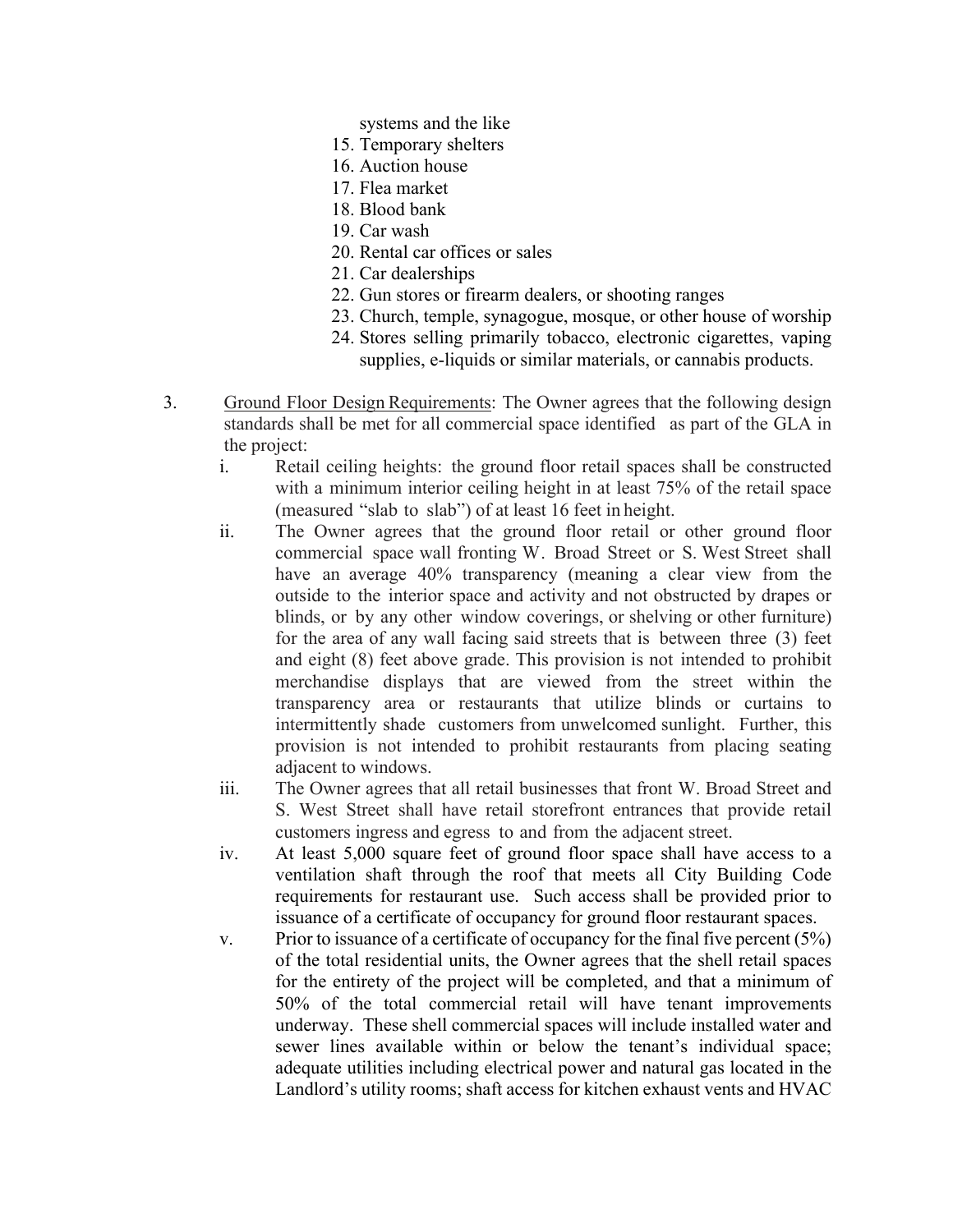systems and the like

15. Temporary shelters
16. Auction house
17. Flea market
18. Blood bank
19. Car wash
20. Rental car offices or sales
21. Car dealerships
22. Gun stores or firearm dealers, or shooting ranges
23. Church, temple, synagogue, mosque, or other house of worship
24. Stores selling primarily tobacco, electronic cigarettes, vaping supplies, e-liquids or similar materials, or cannabis products.

3. <u>Ground Floor Design Requirements</u>: The Owner agrees that the following design standards shall be met for all commercial space identified as part of the GLA in the project:

   i. Retail ceiling heights: the ground floor retail spaces shall be constructed with a minimum interior ceiling height in at least 75% of the retail space (measured "slab to slab") of at least 16 feet in height.

   ii. The Owner agrees that the ground floor retail or other ground floor commercial space wall fronting W. Broad Street or S. West Street shall have an average 40% transparency (meaning a clear view from the outside to the interior space and activity and not obstructed by drapes or blinds, or by any other window coverings, or shelving or other furniture) for the area of any wall facing said streets that is between three (3) feet and eight (8) feet above grade. This provision is not intended to prohibit merchandise displays that are viewed from the street within the transparency area or restaurants that utilize blinds or curtains to intermittently shade customers from unwelcomed sunlight. Further, this provision is not intended to prohibit restaurants from placing seating adjacent to windows.

   iii. The Owner agrees that all retail businesses that front W. Broad Street and S. West Street shall have retail storefront entrances that provide retail customers ingress and egress to and from the adjacent street.

   iv. At least 5,000 square feet of ground floor space shall have access to a ventilation shaft through the roof that meets all City Building Code requirements for restaurant use. Such access shall be provided prior to issuance of a certificate of occupancy for ground floor restaurant spaces.

   v. Prior to issuance of a certificate of occupancy for the final five percent (5%) of the total residential units, the Owner agrees that the shell retail spaces for the entirety of the project will be completed, and that a minimum of 50% of the total commercial retail will have tenant improvements underway. These shell commercial spaces will include installed water and sewer lines available within or below the tenant's individual space; adequate utilities including electrical power and natural gas located in the Landlord's utility rooms; shaft access for kitchen exhaust vents and HVAC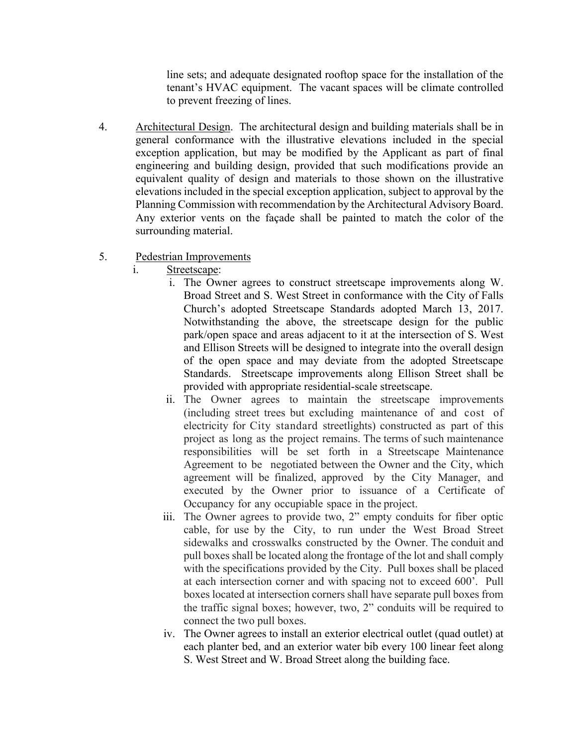line sets; and adequate designated rooftop space for the installation of the tenant's HVAC equipment. The vacant spaces will be climate controlled to prevent freezing of lines.

4. Architectural Design. The architectural design and building materials shall be in general conformance with the illustrative elevations included in the special exception application, but may be modified by the Applicant as part of final engineering and building design, provided that such modifications provide an equivalent quality of design and materials to those shown on the illustrative elevations included in the special exception application, subject to approval by the Planning Commission with recommendation by the Architectural Advisory Board. Any exterior vents on the façade shall be painted to match the color of the surrounding material.

5. Pedestrian Improvements

   i. Streetscape:

      i. The Owner agrees to construct streetscape improvements along W. Broad Street and S. West Street in conformance with the City of Falls Church's adopted Streetscape Standards adopted March 13, 2017. Notwithstanding the above, the streetscape design for the public park/open space and areas adjacent to it at the intersection of S. West and Ellison Streets will be designed to integrate into the overall design of the open space and may deviate from the adopted Streetscape Standards. Streetscape improvements along Ellison Street shall be provided with appropriate residential-scale streetscape.

      ii. The Owner agrees to maintain the streetscape improvements (including street trees but excluding maintenance of and cost of electricity for City standard streetlights) constructed as part of this project as long as the project remains. The terms of such maintenance responsibilities will be set forth in a Streetscape Maintenance Agreement to be negotiated between the Owner and the City, which agreement will be finalized, approved by the City Manager, and executed by the Owner prior to issuance of a Certificate of Occupancy for any occupiable space in the project.

      iii. The Owner agrees to provide two, 2" empty conduits for fiber optic cable, for use by the City, to run under the West Broad Street sidewalks and crosswalks constructed by the Owner. The conduit and pull boxes shall be located along the frontage of the lot and shall comply with the specifications provided by the City. Pull boxes shall be placed at each intersection corner and with spacing not to exceed 600'. Pull boxes located at intersection corners shall have separate pull boxes from the traffic signal boxes; however, two, 2" conduits will be required to connect the two pull boxes.

      iv. The Owner agrees to install an exterior electrical outlet (quad outlet) at each planter bed, and an exterior water bib every 100 linear feet along S. West Street and W. Broad Street along the building face.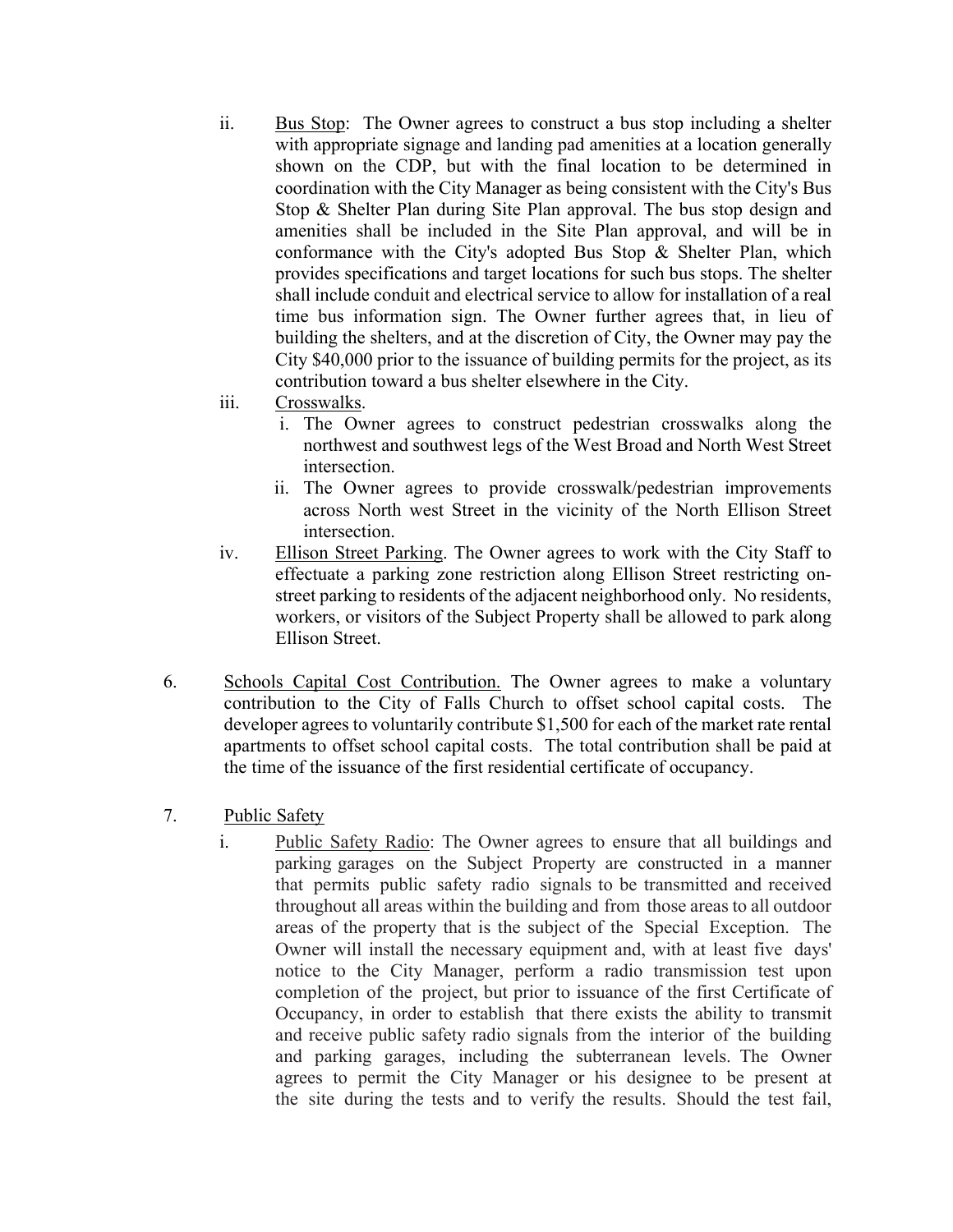ii. Bus Stop: The Owner agrees to construct a bus stop including a shelter with appropriate signage and landing pad amenities at a location generally shown on the CDP, but with the final location to be determined in coordination with the City Manager as being consistent with the City's Bus Stop & Shelter Plan during Site Plan approval. The bus stop design and amenities shall be included in the Site Plan approval, and will be in conformance with the City's adopted Bus Stop & Shelter Plan, which provides specifications and target locations for such bus stops. The shelter shall include conduit and electrical service to allow for installation of a real time bus information sign. The Owner further agrees that, in lieu of building the shelters, and at the discretion of City, the Owner may pay the City $40,000 prior to the issuance of building permits for the project, as its contribution toward a bus shelter elsewhere in the City.

iii. Crosswalks.

   i. The Owner agrees to construct pedestrian crosswalks along the northwest and southwest legs of the West Broad and North West Street intersection.

   ii. The Owner agrees to provide crosswalk/pedestrian improvements across North west Street in the vicinity of the North Ellison Street intersection.

iv. Ellison Street Parking. The Owner agrees to work with the City Staff to effectuate a parking zone restriction along Ellison Street restricting on-street parking to residents of the adjacent neighborhood only. No residents, workers, or visitors of the Subject Property shall be allowed to park along Ellison Street.

6. Schools Capital Cost Contribution. The Owner agrees to make a voluntary contribution to the City of Falls Church to offset school capital costs. The developer agrees to voluntarily contribute $1,500 for each of the market rate rental apartments to offset school capital costs. The total contribution shall be paid at the time of the issuance of the first residential certificate of occupancy.

7. Public Safety

   i. Public Safety Radio: The Owner agrees to ensure that all buildings and parking garages on the Subject Property are constructed in a manner that permits public safety radio signals to be transmitted and received throughout all areas within the building and from those areas to all outdoor areas of the property that is the subject of the Special Exception. The Owner will install the necessary equipment and, with at least five days' notice to the City Manager, perform a radio transmission test upon completion of the project, but prior to issuance of the first Certificate of Occupancy, in order to establish that there exists the ability to transmit and receive public safety radio signals from the interior of the building and parking garages, including the subterranean levels. The Owner agrees to permit the City Manager or his designee to be present at the site during the tests and to verify the results. Should the test fail,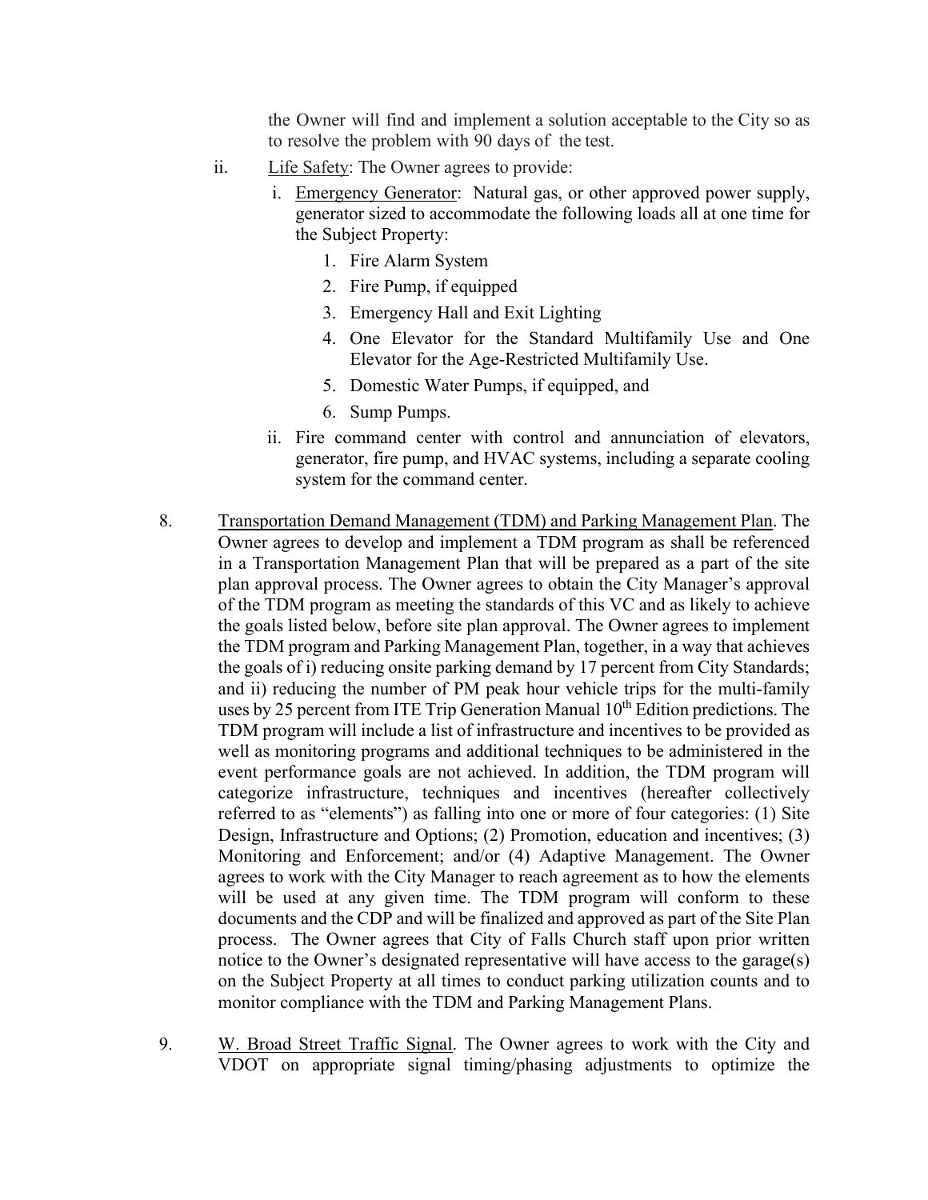the Owner will find and implement a solution acceptable to the City so as to resolve the problem with 90 days of the test.

ii. Life Safety: The Owner agrees to provide:

   i. Emergency Generator: Natural gas, or other approved power supply, generator sized to accommodate the following loads all at one time for the Subject Property:

      1. Fire Alarm System
      2. Fire Pump, if equipped
      3. Emergency Hall and Exit Lighting
      4. One Elevator for the Standard Multifamily Use and One Elevator for the Age-Restricted Multifamily Use.
      5. Domestic Water Pumps, if equipped, and
      6. Sump Pumps.

   ii. Fire command center with control and annunciation of elevators, generator, fire pump, and HVAC systems, including a separate cooling system for the command center.

8. Transportation Demand Management (TDM) and Parking Management Plan. The Owner agrees to develop and implement a TDM program as shall be referenced in a Transportation Management Plan that will be prepared as a part of the site plan approval process. The Owner agrees to obtain the City Manager's approval of the TDM program as meeting the standards of this VC and as likely to achieve the goals listed below, before site plan approval. The Owner agrees to implement the TDM program and Parking Management Plan, together, in a way that achieves the goals of i) reducing onsite parking demand by 17 percent from City Standards; and ii) reducing the number of PM peak hour vehicle trips for the multi-family uses by 25 percent from ITE Trip Generation Manual 10th Edition predictions. The TDM program will include a list of infrastructure and incentives to be provided as well as monitoring programs and additional techniques to be administered in the event performance goals are not achieved. In addition, the TDM program will categorize infrastructure, techniques and incentives (hereafter collectively referred to as "elements") as falling into one or more of four categories: (1) Site Design, Infrastructure and Options; (2) Promotion, education and incentives; (3) Monitoring and Enforcement; and/or (4) Adaptive Management. The Owner agrees to work with the City Manager to reach agreement as to how the elements will be used at any given time. The TDM program will conform to these documents and the CDP and will be finalized and approved as part of the Site Plan process. The Owner agrees that City of Falls Church staff upon prior written notice to the Owner's designated representative will have access to the garage(s) on the Subject Property at all times to conduct parking utilization counts and to monitor compliance with the TDM and Parking Management Plans.

9. W. Broad Street Traffic Signal. The Owner agrees to work with the City and VDOT on appropriate signal timing/phasing adjustments to optimize the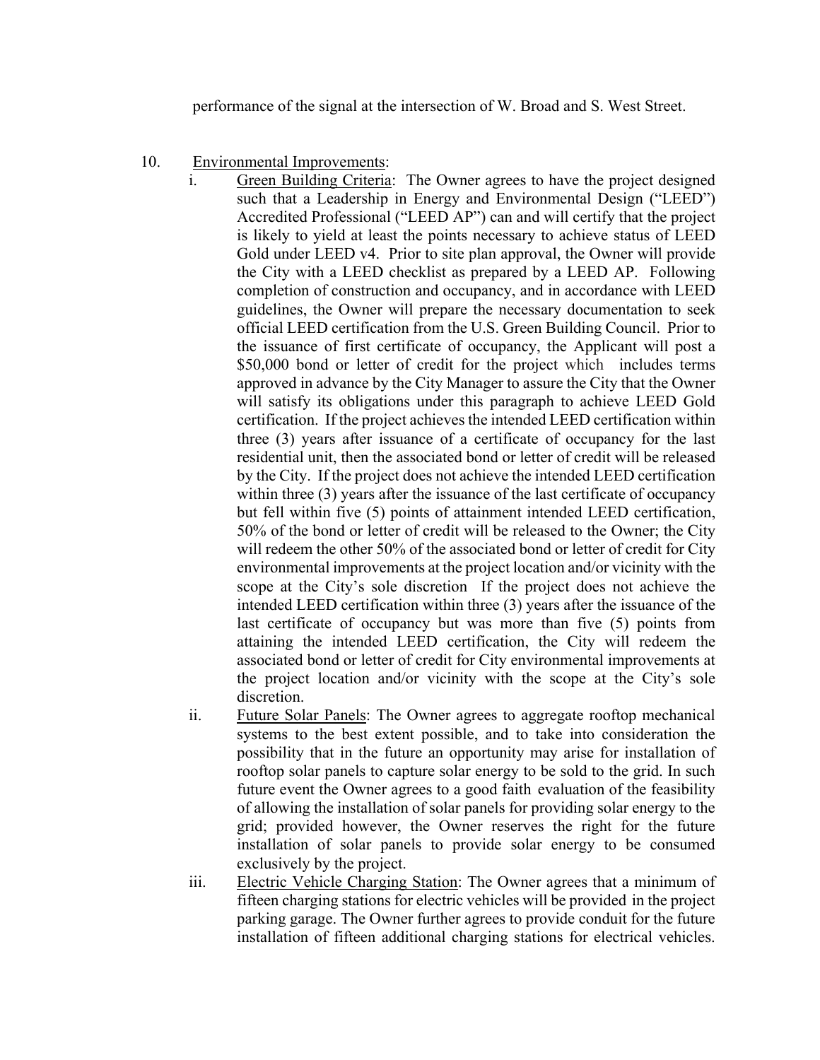performance of the signal at the intersection of W. Broad and S. West Street.

10. Environmental Improvements:

    i. Green Building Criteria: The Owner agrees to have the project designed such that a Leadership in Energy and Environmental Design ("LEED") Accredited Professional ("LEED AP") can and will certify that the project is likely to yield at least the points necessary to achieve status of LEED Gold under LEED v4. Prior to site plan approval, the Owner will provide the City with a LEED checklist as prepared by a LEED AP. Following completion of construction and occupancy, and in accordance with LEED guidelines, the Owner will prepare the necessary documentation to seek official LEED certification from the U.S. Green Building Council. Prior to the issuance of first certificate of occupancy, the Applicant will post a $50,000 bond or letter of credit for the project which includes terms approved in advance by the City Manager to assure the City that the Owner will satisfy its obligations under this paragraph to achieve LEED Gold certification. If the project achieves the intended LEED certification within three (3) years after issuance of a certificate of occupancy for the last residential unit, then the associated bond or letter of credit will be released by the City. If the project does not achieve the intended LEED certification within three (3) years after the issuance of the last certificate of occupancy but fell within five (5) points of attainment intended LEED certification, 50% of the bond or letter of credit will be released to the Owner; the City will redeem the other 50% of the associated bond or letter of credit for City environmental improvements at the project location and/or vicinity with the scope at the City's sole discretion If the project does not achieve the intended LEED certification within three (3) years after the issuance of the last certificate of occupancy but was more than five (5) points from attaining the intended LEED certification, the City will redeem the associated bond or letter of credit for City environmental improvements at the project location and/or vicinity with the scope at the City's sole discretion.

    ii. Future Solar Panels: The Owner agrees to aggregate rooftop mechanical systems to the best extent possible, and to take into consideration the possibility that in the future an opportunity may arise for installation of rooftop solar panels to capture solar energy to be sold to the grid. In such future event the Owner agrees to a good faith evaluation of the feasibility of allowing the installation of solar panels for providing solar energy to the grid; provided however, the Owner reserves the right for the future installation of solar panels to provide solar energy to be consumed exclusively by the project.

    iii. Electric Vehicle Charging Station: The Owner agrees that a minimum of fifteen charging stations for electric vehicles will be provided in the project parking garage. The Owner further agrees to provide conduit for the future installation of fifteen additional charging stations for electrical vehicles.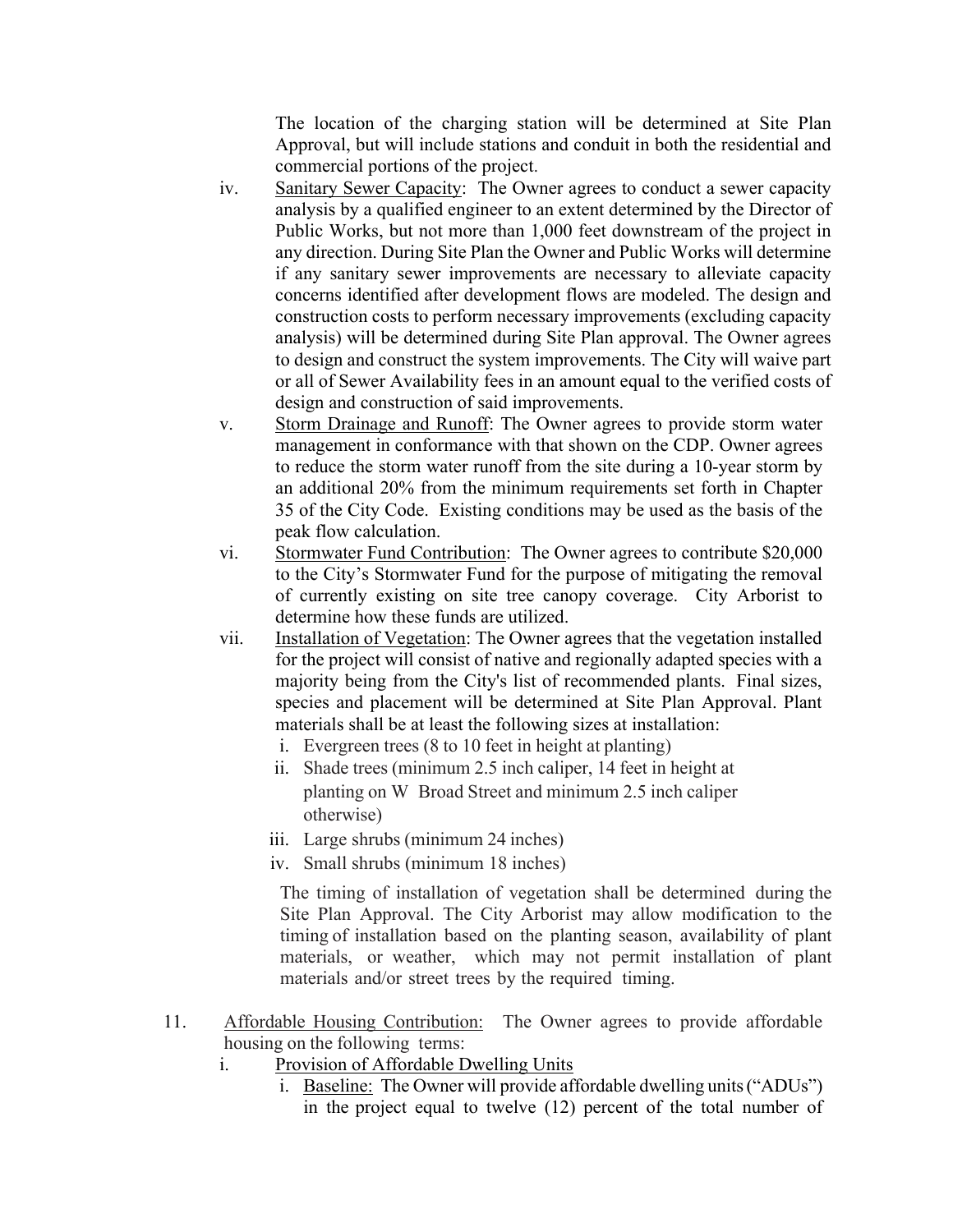The location of the charging station will be determined at Site Plan Approval, but will include stations and conduit in both the residential and commercial portions of the project.

iv. Sanitary Sewer Capacity: The Owner agrees to conduct a sewer capacity analysis by a qualified engineer to an extent determined by the Director of Public Works, but not more than 1,000 feet downstream of the project in any direction. During Site Plan the Owner and Public Works will determine if any sanitary sewer improvements are necessary to alleviate capacity concerns identified after development flows are modeled. The design and construction costs to perform necessary improvements (excluding capacity analysis) will be determined during Site Plan approval. The Owner agrees to design and construct the system improvements. The City will waive part or all of Sewer Availability fees in an amount equal to the verified costs of design and construction of said improvements.

v. Storm Drainage and Runoff: The Owner agrees to provide storm water management in conformance with that shown on the CDP. Owner agrees to reduce the storm water runoff from the site during a 10-year storm by an additional 20% from the minimum requirements set forth in Chapter 35 of the City Code. Existing conditions may be used as the basis of the peak flow calculation.

vi. Stormwater Fund Contribution: The Owner agrees to contribute $20,000 to the City's Stormwater Fund for the purpose of mitigating the removal of currently existing on site tree canopy coverage. City Arborist to determine how these funds are utilized.

vii. Installation of Vegetation: The Owner agrees that the vegetation installed for the project will consist of native and regionally adapted species with a majority being from the City's list of recommended plants. Final sizes, species and placement will be determined at Site Plan Approval. Plant materials shall be at least the following sizes at installation:

   i. Evergreen trees (8 to 10 feet in height at planting)
   ii. Shade trees (minimum 2.5 inch caliper, 14 feet in height at planting on W Broad Street and minimum 2.5 inch caliper otherwise)
   iii. Large shrubs (minimum 24 inches)
   iv. Small shrubs (minimum 18 inches)

   The timing of installation of vegetation shall be determined during the Site Plan Approval. The City Arborist may allow modification to the timing of installation based on the planting season, availability of plant materials, or weather, which may not permit installation of plant materials and/or street trees by the required timing.

11. Affordable Housing Contribution: The Owner agrees to provide affordable housing on the following terms:

   i. Provision of Affordable Dwelling Units
      i. Baseline: The Owner will provide affordable dwelling units ("ADUs") in the project equal to twelve (12) percent of the total number of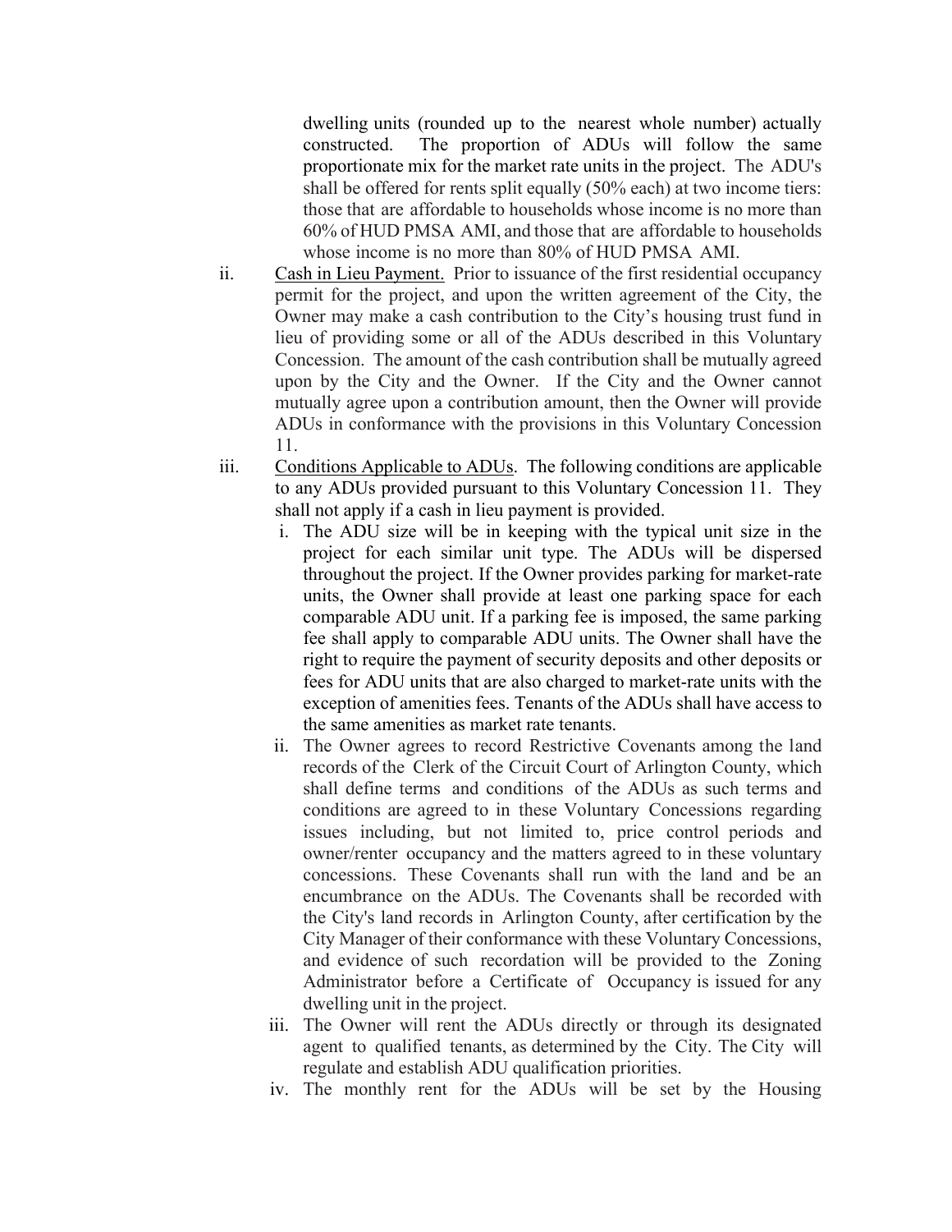dwelling units (rounded up to the nearest whole number) actually constructed. The proportion of ADUs will follow the same proportionate mix for the market rate units in the project. The ADU's shall be offered for rents split equally (50% each) at two income tiers: those that are affordable to households whose income is no more than 60% of HUD PMSA AMI, and those that are affordable to households whose income is no more than 80% of HUD PMSA AMI.

ii. Cash in Lieu Payment. Prior to issuance of the first residential occupancy permit for the project, and upon the written agreement of the City, the Owner may make a cash contribution to the City's housing trust fund in lieu of providing some or all of the ADUs described in this Voluntary Concession. The amount of the cash contribution shall be mutually agreed upon by the City and the Owner. If the City and the Owner cannot mutually agree upon a contribution amount, then the Owner will provide ADUs in conformance with the provisions in this Voluntary Concession 11.

iii. Conditions Applicable to ADUs. The following conditions are applicable to any ADUs provided pursuant to this Voluntary Concession 11. They shall not apply if a cash in lieu payment is provided.

   i. The ADU size will be in keeping with the typical unit size in the project for each similar unit type. The ADUs will be dispersed throughout the project. If the Owner provides parking for market-rate units, the Owner shall provide at least one parking space for each comparable ADU unit. If a parking fee is imposed, the same parking fee shall apply to comparable ADU units. The Owner shall have the right to require the payment of security deposits and other deposits or fees for ADU units that are also charged to market-rate units with the exception of amenities fees. Tenants of the ADUs shall have access to the same amenities as market rate tenants.

   ii. The Owner agrees to record Restrictive Covenants among the land records of the Clerk of the Circuit Court of Arlington County, which shall define terms and conditions of the ADUs as such terms and conditions are agreed to in these Voluntary Concessions regarding issues including, but not limited to, price control periods and owner/renter occupancy and the matters agreed to in these voluntary concessions. These Covenants shall run with the land and be an encumbrance on the ADUs. The Covenants shall be recorded with the City's land records in Arlington County, after certification by the City Manager of their conformance with these Voluntary Concessions, and evidence of such recordation will be provided to the Zoning Administrator before a Certificate of Occupancy is issued for any dwelling unit in the project.

   iii. The Owner will rent the ADUs directly or through its designated agent to qualified tenants, as determined by the City. The City will regulate and establish ADU qualification priorities.

   iv. The monthly rent for the ADUs will be set by the Housing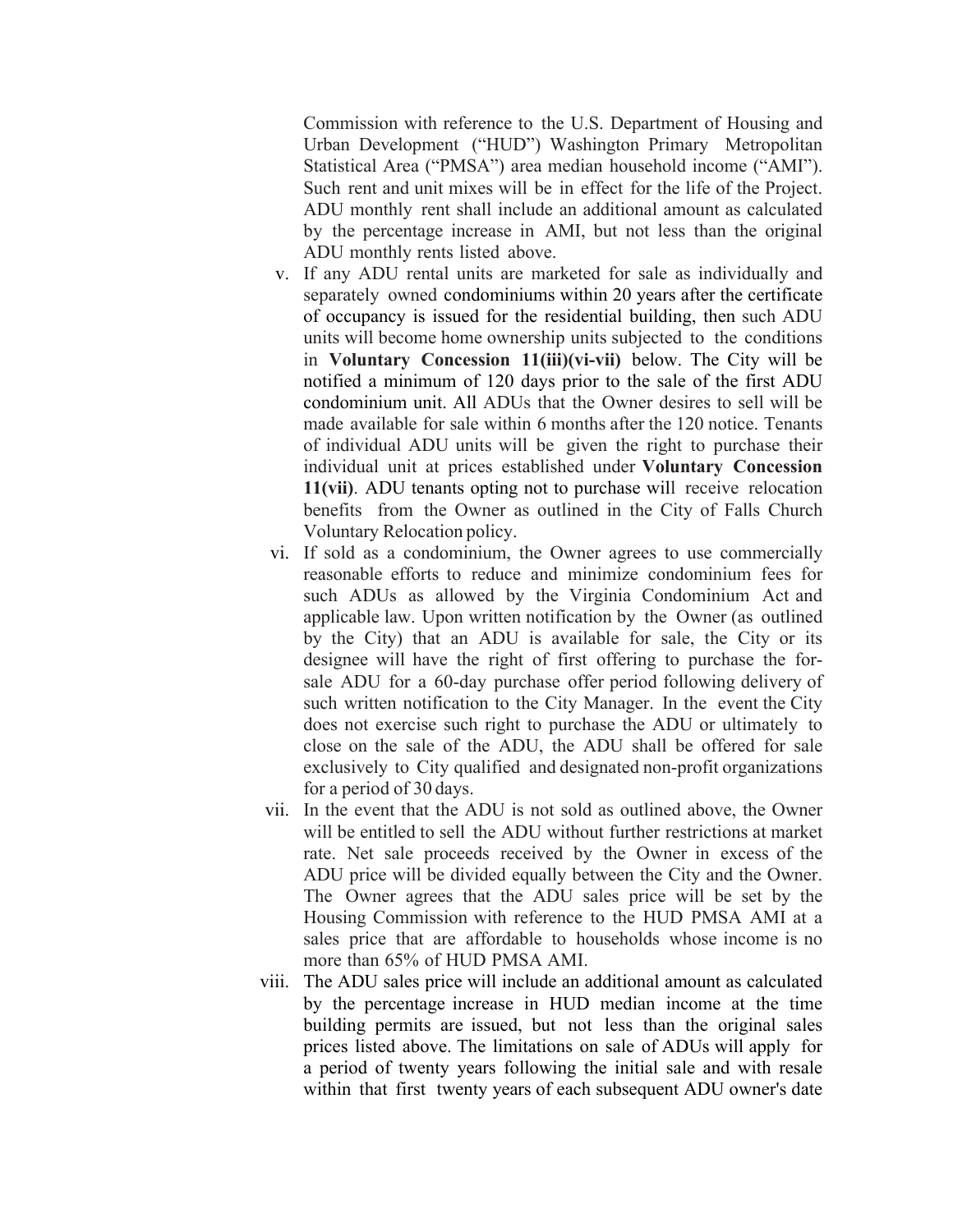Commission with reference to the U.S. Department of Housing and Urban Development ("HUD") Washington Primary Metropolitan Statistical Area ("PMSA") area median household income ("AMI"). Such rent and unit mixes will be in effect for the life of the Project. ADU monthly rent shall include an additional amount as calculated by the percentage increase in AMI, but not less than the original ADU monthly rents listed above.

v. If any ADU rental units are marketed for sale as individually and separately owned condominiums within 20 years after the certificate of occupancy is issued for the residential building, then such ADU units will become home ownership units subjected to the conditions in **Voluntary Concession 11(iii)(vi-vii)** below. The City will be notified a minimum of 120 days prior to the sale of the first ADU condominium unit. All ADUs that the Owner desires to sell will be made available for sale within 6 months after the 120 notice. Tenants of individual ADU units will be given the right to purchase their individual unit at prices established under **Voluntary Concession 11(vii)**. ADU tenants opting not to purchase will receive relocation benefits from the Owner as outlined in the City of Falls Church Voluntary Relocation policy.

vi. If sold as a condominium, the Owner agrees to use commercially reasonable efforts to reduce and minimize condominium fees for such ADUs as allowed by the Virginia Condominium Act and applicable law. Upon written notification by the Owner (as outlined by the City) that an ADU is available for sale, the City or its designee will have the right of first offering to purchase the for-sale ADU for a 60-day purchase offer period following delivery of such written notification to the City Manager. In the event the City does not exercise such right to purchase the ADU or ultimately to close on the sale of the ADU, the ADU shall be offered for sale exclusively to City qualified and designated non-profit organizations for a period of 30 days.

vii. In the event that the ADU is not sold as outlined above, the Owner will be entitled to sell the ADU without further restrictions at market rate. Net sale proceeds received by the Owner in excess of the ADU price will be divided equally between the City and the Owner. The Owner agrees that the ADU sales price will be set by the Housing Commission with reference to the HUD PMSA AMI at a sales price that are affordable to households whose income is no more than 65% of HUD PMSA AMI.

viii. The ADU sales price will include an additional amount as calculated by the percentage increase in HUD median income at the time building permits are issued, but not less than the original sales prices listed above. The limitations on sale of ADUs will apply for a period of twenty years following the initial sale and with resale within that first twenty years of each subsequent ADU owner's date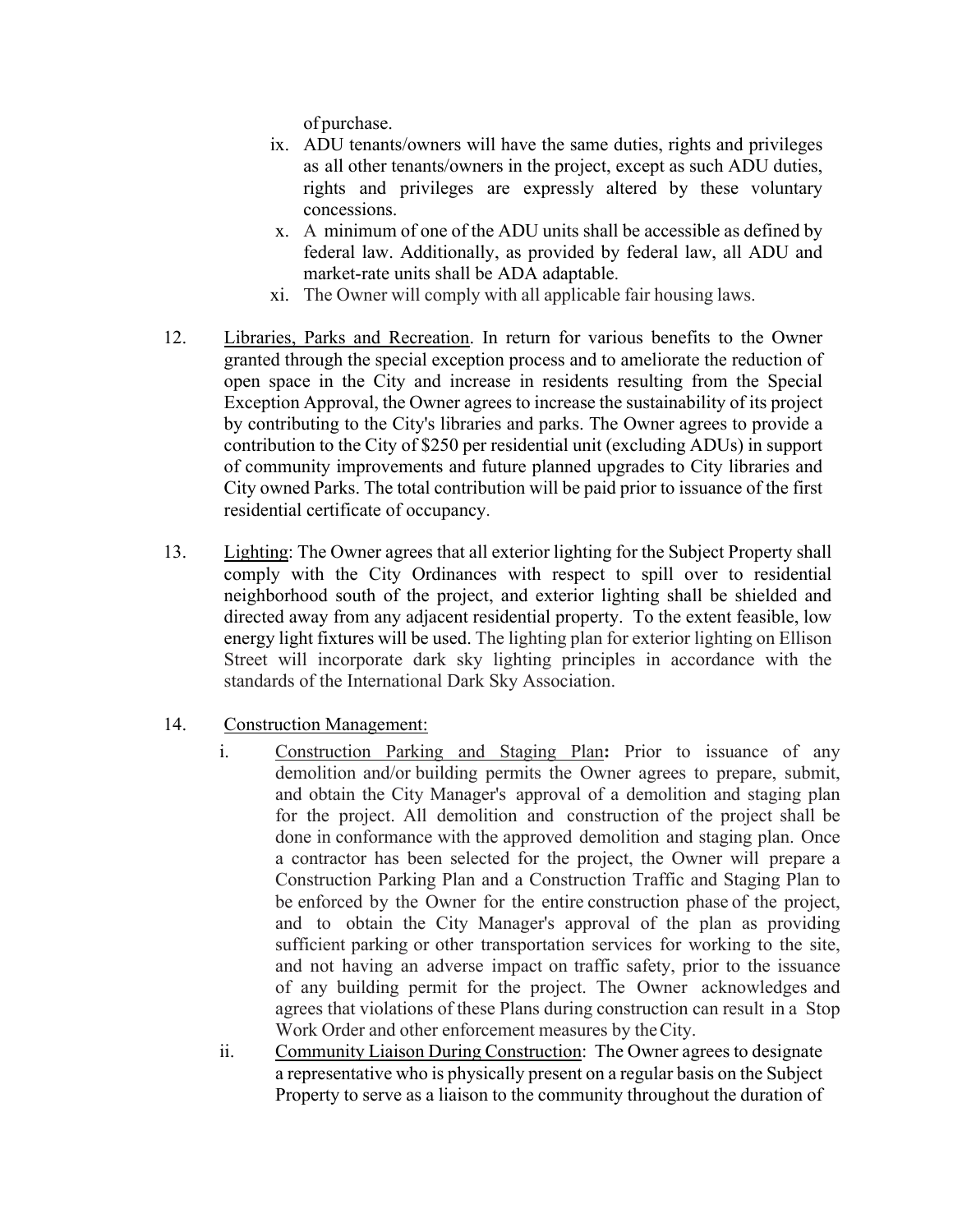of purchase.

ix. ADU tenants/owners will have the same duties, rights and privileges as all other tenants/owners in the project, except as such ADU duties, rights and privileges are expressly altered by these voluntary concessions.

x. A minimum of one of the ADU units shall be accessible as defined by federal law. Additionally, as provided by federal law, all ADU and market-rate units shall be ADA adaptable.

xi. The Owner will comply with all applicable fair housing laws.

12. Libraries, Parks and Recreation. In return for various benefits to the Owner granted through the special exception process and to ameliorate the reduction of open space in the City and increase in residents resulting from the Special Exception Approval, the Owner agrees to increase the sustainability of its project by contributing to the City's libraries and parks. The Owner agrees to provide a contribution to the City of $250 per residential unit (excluding ADUs) in support of community improvements and future planned upgrades to City libraries and City owned Parks. The total contribution will be paid prior to issuance of the first residential certificate of occupancy.

13. Lighting: The Owner agrees that all exterior lighting for the Subject Property shall comply with the City Ordinances with respect to spill over to residential neighborhood south of the project, and exterior lighting shall be shielded and directed away from any adjacent residential property. To the extent feasible, low energy light fixtures will be used. The lighting plan for exterior lighting on Ellison Street will incorporate dark sky lighting principles in accordance with the standards of the International Dark Sky Association.

14. Construction Management:

i. Construction Parking and Staging Plan**:** Prior to issuance of any demolition and/or building permits the Owner agrees to prepare, submit, and obtain the City Manager's approval of a demolition and staging plan for the project. All demolition and construction of the project shall be done in conformance with the approved demolition and staging plan. Once a contractor has been selected for the project, the Owner will prepare a Construction Parking Plan and a Construction Traffic and Staging Plan to be enforced by the Owner for the entire construction phase of the project, and to obtain the City Manager's approval of the plan as providing sufficient parking or other transportation services for working to the site, and not having an adverse impact on traffic safety, prior to the issuance of any building permit for the project. The Owner acknowledges and agrees that violations of these Plans during construction can result in a Stop Work Order and other enforcement measures by the City.

ii. Community Liaison During Construction: The Owner agrees to designate a representative who is physically present on a regular basis on the Subject Property to serve as a liaison to the community throughout the duration of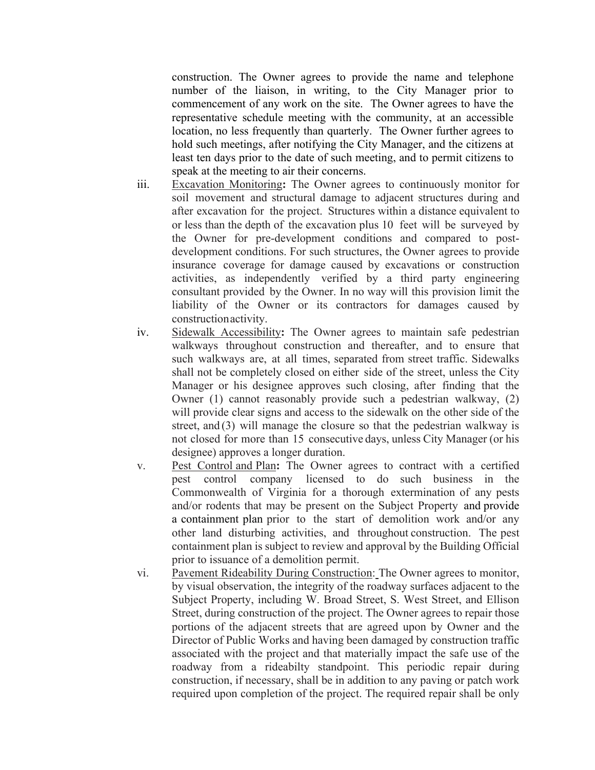construction. The Owner agrees to provide the name and telephone number of the liaison, in writing, to the City Manager prior to commencement of any work on the site. The Owner agrees to have the representative schedule meeting with the community, at an accessible location, no less frequently than quarterly. The Owner further agrees to hold such meetings, after notifying the City Manager, and the citizens at least ten days prior to the date of such meeting, and to permit citizens to speak at the meeting to air their concerns.

iii. <u>Excavation Monitoring</u>**:** The Owner agrees to continuously monitor for soil movement and structural damage to adjacent structures during and after excavation for the project. Structures within a distance equivalent to or less than the depth of the excavation plus 10 feet will be surveyed by the Owner for pre-development conditions and compared to post-development conditions. For such structures, the Owner agrees to provide insurance coverage for damage caused by excavations or construction activities, as independently verified by a third party engineering consultant provided by the Owner. In no way will this provision limit the liability of the Owner or its contractors for damages caused by construction activity.

iv. <u>Sidewalk Accessibility</u>**:** The Owner agrees to maintain safe pedestrian walkways throughout construction and thereafter, and to ensure that such walkways are, at all times, separated from street traffic. Sidewalks shall not be completely closed on either side of the street, unless the City Manager or his designee approves such closing, after finding that the Owner (1) cannot reasonably provide such a pedestrian walkway, (2) will provide clear signs and access to the sidewalk on the other side of the street, and (3) will manage the closure so that the pedestrian walkway is not closed for more than 15 consecutive days, unless City Manager (or his designee) approves a longer duration.

v. <u>Pest Control and Plan</u>**:** The Owner agrees to contract with a certified pest control company licensed to do such business in the Commonwealth of Virginia for a thorough extermination of any pests and/or rodents that may be present on the Subject Property and provide a containment plan prior to the start of demolition work and/or any other land disturbing activities, and throughout construction. The pest containment plan is subject to review and approval by the Building Official prior to issuance of a demolition permit.

vi. <u>Pavement Rideability During Construction</u>: The Owner agrees to monitor, by visual observation, the integrity of the roadway surfaces adjacent to the Subject Property, including W. Broad Street, S. West Street, and Ellison Street, during construction of the project. The Owner agrees to repair those portions of the adjacent streets that are agreed upon by Owner and the Director of Public Works and having been damaged by construction traffic associated with the project and that materially impact the safe use of the roadway from a rideabilty standpoint. This periodic repair during construction, if necessary, shall be in addition to any paving or patch work required upon completion of the project. The required repair shall be only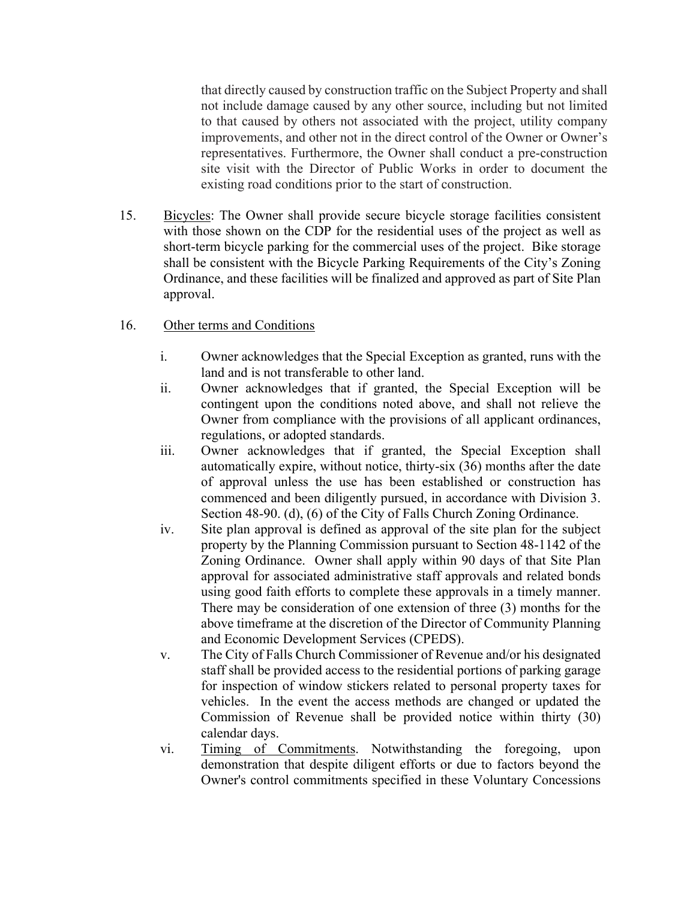that directly caused by construction traffic on the Subject Property and shall not include damage caused by any other source, including but not limited to that caused by others not associated with the project, utility company improvements, and other not in the direct control of the Owner or Owner's representatives. Furthermore, the Owner shall conduct a pre-construction site visit with the Director of Public Works in order to document the existing road conditions prior to the start of construction.

15. Bicycles: The Owner shall provide secure bicycle storage facilities consistent with those shown on the CDP for the residential uses of the project as well as short-term bicycle parking for the commercial uses of the project. Bike storage shall be consistent with the Bicycle Parking Requirements of the City's Zoning Ordinance, and these facilities will be finalized and approved as part of Site Plan approval.

16. Other terms and Conditions

    i. Owner acknowledges that the Special Exception as granted, runs with the land and is not transferable to other land.

    ii. Owner acknowledges that if granted, the Special Exception will be contingent upon the conditions noted above, and shall not relieve the Owner from compliance with the provisions of all applicant ordinances, regulations, or adopted standards.

    iii. Owner acknowledges that if granted, the Special Exception shall automatically expire, without notice, thirty-six (36) months after the date of approval unless the use has been established or construction has commenced and been diligently pursued, in accordance with Division 3. Section 48-90. (d), (6) of the City of Falls Church Zoning Ordinance.

    iv. Site plan approval is defined as approval of the site plan for the subject property by the Planning Commission pursuant to Section 48-1142 of the Zoning Ordinance. Owner shall apply within 90 days of that Site Plan approval for associated administrative staff approvals and related bonds using good faith efforts to complete these approvals in a timely manner. There may be consideration of one extension of three (3) months for the above timeframe at the discretion of the Director of Community Planning and Economic Development Services (CPEDS).

    v. The City of Falls Church Commissioner of Revenue and/or his designated staff shall be provided access to the residential portions of parking garage for inspection of window stickers related to personal property taxes for vehicles. In the event the access methods are changed or updated the Commission of Revenue shall be provided notice within thirty (30) calendar days.

    vi. Timing of Commitments. Notwithstanding the foregoing, upon demonstration that despite diligent efforts or due to factors beyond the Owner's control commitments specified in these Voluntary Concessions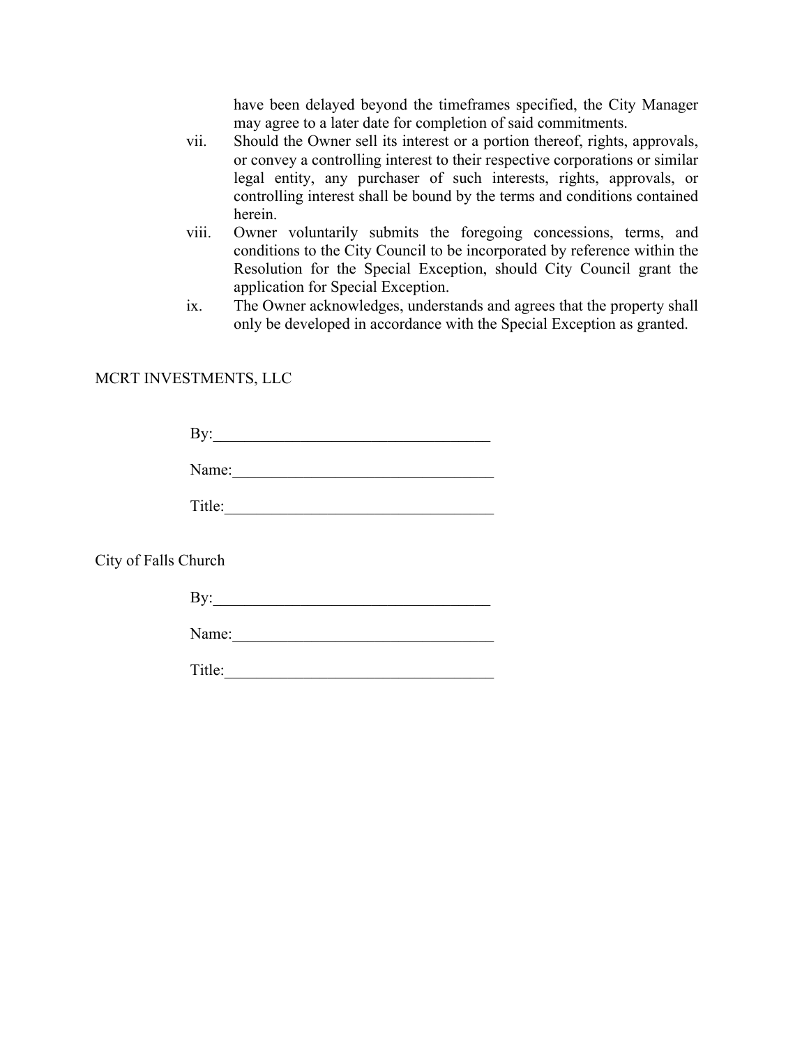have been delayed beyond the timeframes specified, the City Manager may agree to a later date for completion of said commitments.

vii. Should the Owner sell its interest or a portion thereof, rights, approvals, or convey a controlling interest to their respective corporations or similar legal entity, any purchaser of such interests, rights, approvals, or controlling interest shall be bound by the terms and conditions contained herein.

viii. Owner voluntarily submits the foregoing concessions, terms, and conditions to the City Council to be incorporated by reference within the Resolution for the Special Exception, should City Council grant the application for Special Exception.

ix. The Owner acknowledges, understands and agrees that the property shall only be developed in accordance with the Special Exception as granted.

MCRT INVESTMENTS, LLC

By:___________________________________

Name:_________________________________

Title:__________________________________

City of Falls Church

By:___________________________________

Name:_________________________________

Title:__________________________________